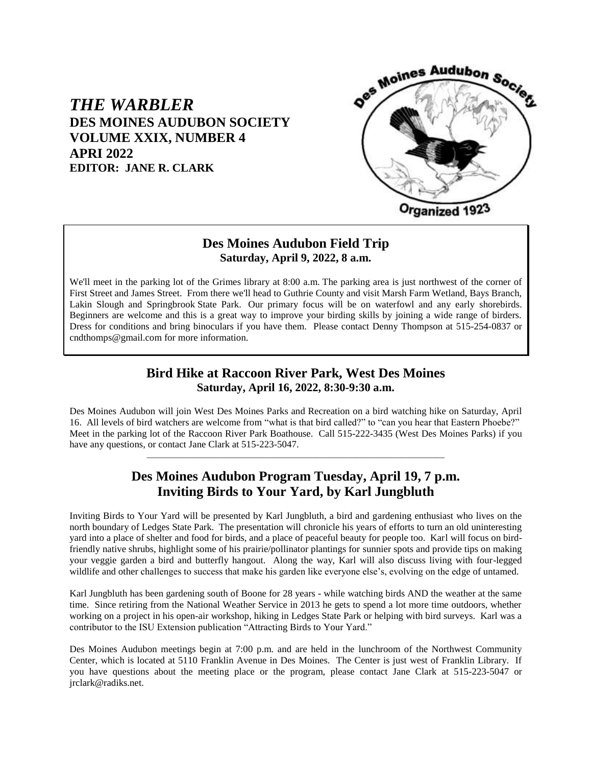# *THE WARBLER*

**DES MOINES AUDUBON SOCIETY**
**VOLUME XXIX, NUMBER 4**
**APRI 2022**
**EDITOR: JANE R. CLARK**

Des Moines Audubon Society
Organized 1923

## Des Moines Audubon Field Trip

**Saturday, April 9, 2022, 8 a.m.**

We'll meet in the parking lot of the Grimes library at 8:00 a.m. The parking area is just northwest of the corner of First Street and James Street. From there we'll head to Guthrie County and visit Marsh Farm Wetland, Bays Branch, Lakin Slough and Springbrook State Park. Our primary focus will be on waterfowl and any early shorebirds. Beginners are welcome and this is a great way to improve your birding skills by joining a wide range of birders. Dress for conditions and bring binoculars if you have them. Please contact Denny Thompson at 515-254-0837 or cndthomps@gmail.com for more information.

## Bird Hike at Raccoon River Park, West Des Moines

**Saturday, April 16, 2022, 8:30-9:30 a.m.**

Des Moines Audubon will join West Des Moines Parks and Recreation on a bird watching hike on Saturday, April 16. All levels of bird watchers are welcome from "what is that bird called?" to "can you hear that Eastern Phoebe?" Meet in the parking lot of the Raccoon River Park Boathouse. Call 515-222-3435 (West Des Moines Parks) if you have any questions, or contact Jane Clark at 515-223-5047.

---

## Des Moines Audubon Program Tuesday, April 19, 7 p.m.
## Inviting Birds to Your Yard, by Karl Jungbluth

Inviting Birds to Your Yard will be presented by Karl Jungbluth, a bird and gardening enthusiast who lives on the north boundary of Ledges State Park. The presentation will chronicle his years of efforts to turn an old uninteresting yard into a place of shelter and food for birds, and a place of peaceful beauty for people too. Karl will focus on bird-friendly native shrubs, highlight some of his prairie/pollinator plantings for sunnier spots and provide tips on making your veggie garden a bird and butterfly hangout. Along the way, Karl will also discuss living with four-legged wildlife and other challenges to success that make his garden like everyone else's, evolving on the edge of untamed.

Karl Jungbluth has been gardening south of Boone for 28 years - while watching birds AND the weather at the same time. Since retiring from the National Weather Service in 2013 he gets to spend a lot more time outdoors, whether working on a project in his open-air workshop, hiking in Ledges State Park or helping with bird surveys. Karl was a contributor to the ISU Extension publication "Attracting Birds to Your Yard."

Des Moines Audubon meetings begin at 7:00 p.m. and are held in the lunchroom of the Northwest Community Center, which is located at 5110 Franklin Avenue in Des Moines. The Center is just west of Franklin Library. If you have questions about the meeting place or the program, please contact Jane Clark at 515-223-5047 or jrclark@radiks.net.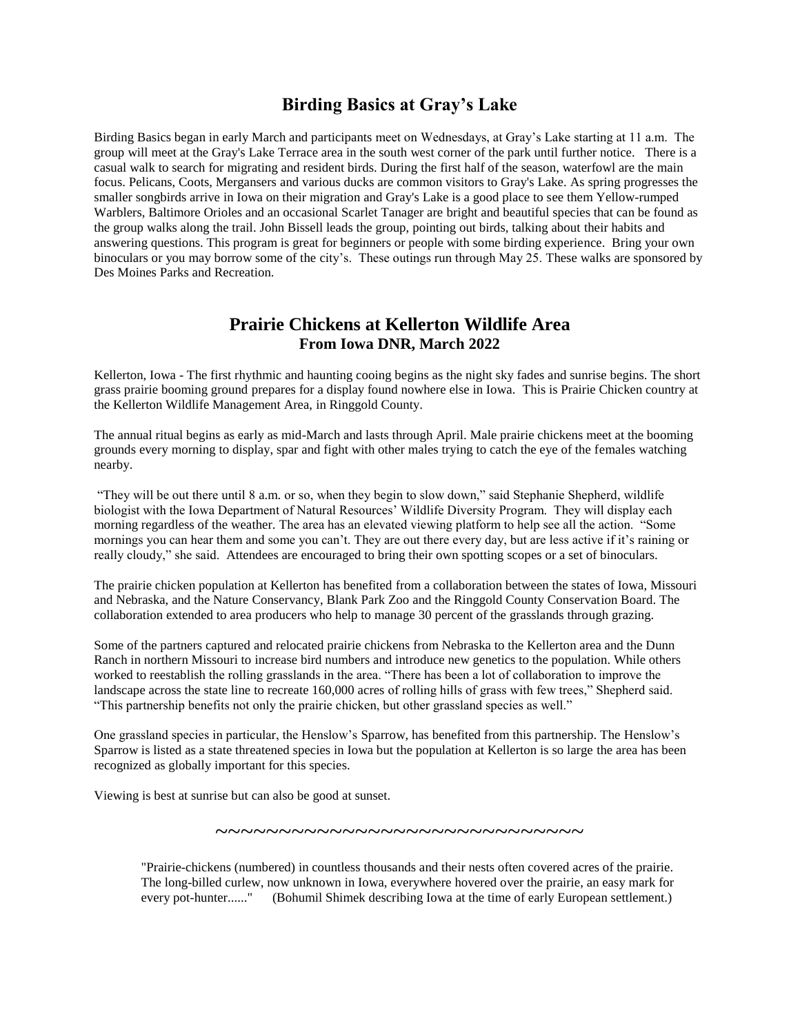## Birding Basics at Gray's Lake

Birding Basics began in early March and participants meet on Wednesdays, at Gray's Lake starting at 11 a.m. The group will meet at the Gray's Lake Terrace area in the south west corner of the park until further notice. There is a casual walk to search for migrating and resident birds. During the first half of the season, waterfowl are the main focus. Pelicans, Coots, Mergansers and various ducks are common visitors to Gray's Lake. As spring progresses the smaller songbirds arrive in Iowa on their migration and Gray's Lake is a good place to see them Yellow-rumped Warblers, Baltimore Orioles and an occasional Scarlet Tanager are bright and beautiful species that can be found as the group walks along the trail. John Bissell leads the group, pointing out birds, talking about their habits and answering questions. This program is great for beginners or people with some birding experience. Bring your own binoculars or you may borrow some of the city's. These outings run through May 25. These walks are sponsored by Des Moines Parks and Recreation.

## Prairie Chickens at Kellerton Wildlife Area

### From Iowa DNR, March 2022

Kellerton, Iowa - The first rhythmic and haunting cooing begins as the night sky fades and sunrise begins. The short grass prairie booming ground prepares for a display found nowhere else in Iowa. This is Prairie Chicken country at the Kellerton Wildlife Management Area, in Ringgold County.

The annual ritual begins as early as mid-March and lasts through April. Male prairie chickens meet at the booming grounds every morning to display, spar and fight with other males trying to catch the eye of the females watching nearby.

"They will be out there until 8 a.m. or so, when they begin to slow down," said Stephanie Shepherd, wildlife biologist with the Iowa Department of Natural Resources' Wildlife Diversity Program. They will display each morning regardless of the weather. The area has an elevated viewing platform to help see all the action. "Some mornings you can hear them and some you can't. They are out there every day, but are less active if it's raining or really cloudy," she said. Attendees are encouraged to bring their own spotting scopes or a set of binoculars.

The prairie chicken population at Kellerton has benefited from a collaboration between the states of Iowa, Missouri and Nebraska, and the Nature Conservancy, Blank Park Zoo and the Ringgold County Conservation Board. The collaboration extended to area producers who help to manage 30 percent of the grasslands through grazing.

Some of the partners captured and relocated prairie chickens from Nebraska to the Kellerton area and the Dunn Ranch in northern Missouri to increase bird numbers and introduce new genetics to the population. While others worked to reestablish the rolling grasslands in the area. "There has been a lot of collaboration to improve the landscape across the state line to recreate 160,000 acres of rolling hills of grass with few trees," Shepherd said. "This partnership benefits not only the prairie chicken, but other grassland species as well."

One grassland species in particular, the Henslow's Sparrow, has benefited from this partnership. The Henslow's Sparrow is listed as a state threatened species in Iowa but the population at Kellerton is so large the area has been recognized as globally important for this species.

Viewing is best at sunrise but can also be good at sunset.

~~~~~~~~~~~~~~~~~~~~~~~~~~~~~~~~

> "Prairie-chickens (numbered) in countless thousands and their nests often covered acres of the prairie. The long-billed curlew, now unknown in Iowa, everywhere hovered over the prairie, an easy mark for every pot-hunter......" (Bohumil Shimek describing Iowa at the time of early European settlement.)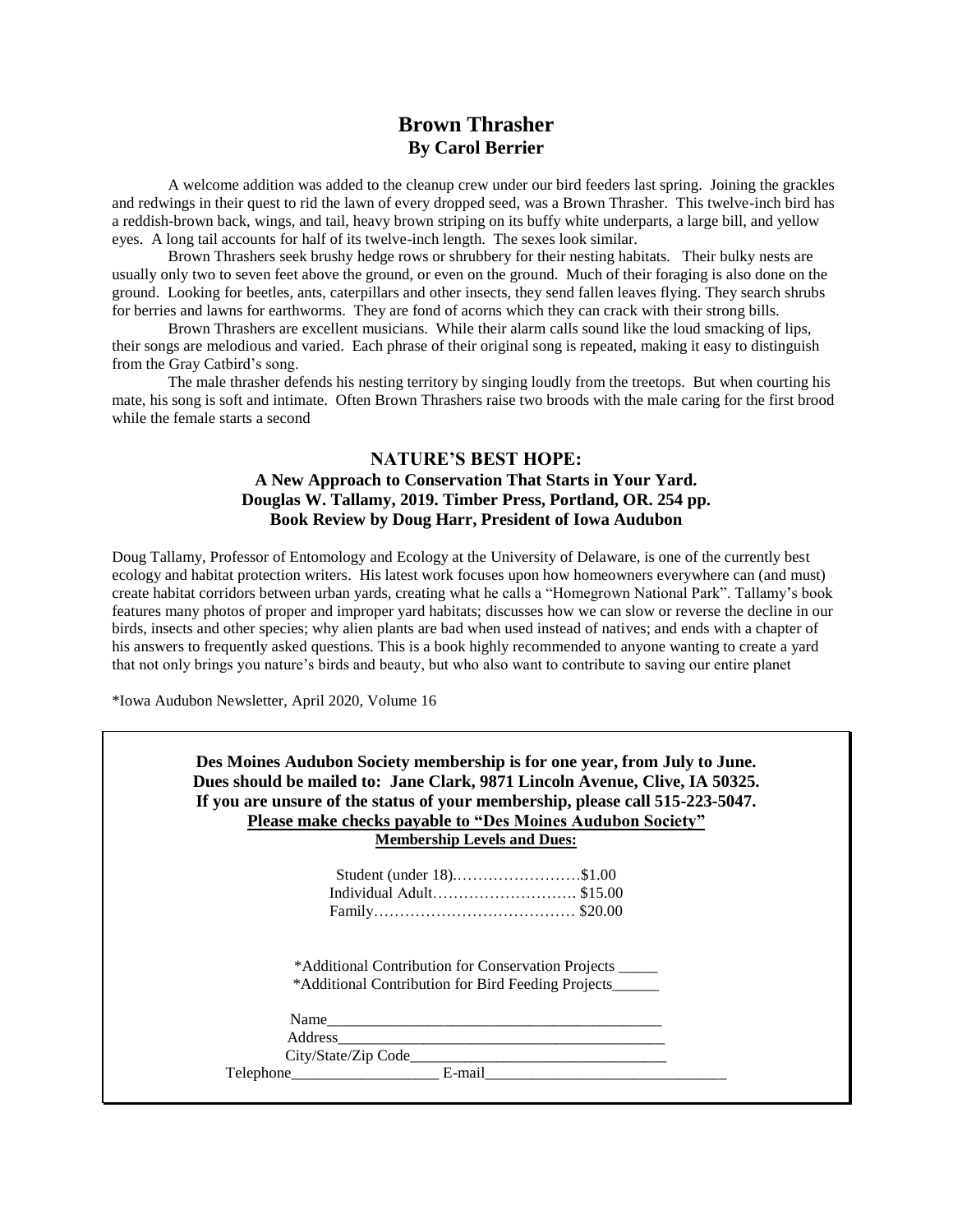## Brown Thrasher

### By Carol Berrier

A welcome addition was added to the cleanup crew under our bird feeders last spring. Joining the grackles and redwings in their quest to rid the lawn of every dropped seed, was a Brown Thrasher. This twelve-inch bird has a reddish-brown back, wings, and tail, heavy brown striping on its buffy white underparts, a large bill, and yellow eyes. A long tail accounts for half of its twelve-inch length. The sexes look similar.

Brown Thrashers seek brushy hedge rows or shrubbery for their nesting habitats. Their bulky nests are usually only two to seven feet above the ground, or even on the ground. Much of their foraging is also done on the ground. Looking for beetles, ants, caterpillars and other insects, they send fallen leaves flying. They search shrubs for berries and lawns for earthworms. They are fond of acorns which they can crack with their strong bills.

Brown Thrashers are excellent musicians. While their alarm calls sound like the loud smacking of lips, their songs are melodious and varied. Each phrase of their original song is repeated, making it easy to distinguish from the Gray Catbird's song.

The male thrasher defends his nesting territory by singing loudly from the treetops. But when courting his mate, his song is soft and intimate. Often Brown Thrashers raise two broods with the male caring for the first brood while the female starts a second

## NATURE'S BEST HOPE:

### A New Approach to Conservation That Starts in Your Yard.
### Douglas W. Tallamy, 2019. Timber Press, Portland, OR. 254 pp.
### Book Review by Doug Harr, President of Iowa Audubon

Doug Tallamy, Professor of Entomology and Ecology at the University of Delaware, is one of the currently best ecology and habitat protection writers. His latest work focuses upon how homeowners everywhere can (and must) create habitat corridors between urban yards, creating what he calls a "Homegrown National Park". Tallamy's book features many photos of proper and improper yard habitats; discusses how we can slow or reverse the decline in our birds, insects and other species; why alien plants are bad when used instead of natives; and ends with a chapter of his answers to frequently asked questions. This is a book highly recommended to anyone wanting to create a yard that not only brings you nature's birds and beauty, but who also want to contribute to saving our entire planet

*Iowa Audubon Newsletter, April 2020, Volume 16

---

**Des Moines Audubon Society membership is for one year, from July to June.**
**Dues should be mailed to: Jane Clark, 9871 Lincoln Avenue, Clive, IA 50325.**
**If you are unsure of the status of your membership, please call 515-223-5047.**
**Please make checks payable to "Des Moines Audubon Society"**

**Membership Levels and Dues:**

Student (under 18).……………………$1.00
Individual Adult………………………. $15.00
Family………………………………… $20.00

*Additional Contribution for Conservation Projects _____
*Additional Contribution for Bird Feeding Projects______

Name____________________________________________
Address___________________________________________
City/State/Zip Code_________________________________
Telephone___________________ E-mail_______________________________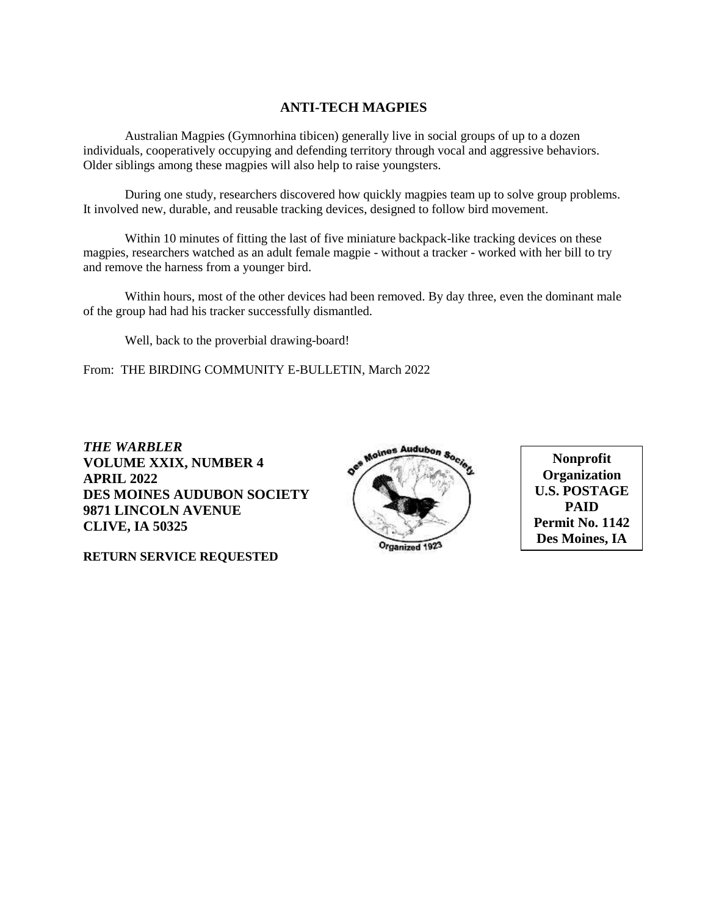## ANTI-TECH MAGPIES

Australian Magpies (Gymnorhina tibicen) generally live in social groups of up to a dozen individuals, cooperatively occupying and defending territory through vocal and aggressive behaviors. Older siblings among these magpies will also help to raise youngsters.

During one study, researchers discovered how quickly magpies team up to solve group problems. It involved new, durable, and reusable tracking devices, designed to follow bird movement.

Within 10 minutes of fitting the last of five miniature backpack-like tracking devices on these magpies, researchers watched as an adult female magpie - without a tracker - worked with her bill to try and remove the harness from a younger bird.

Within hours, most of the other devices had been removed. By day three, even the dominant male of the group had had his tracker successfully dismantled.

Well, back to the proverbial drawing-board!

From: THE BIRDING COMMUNITY E-BULLETIN, March 2022

***THE WARBLER***
**VOLUME XXIX, NUMBER 4**
**APRIL 2022**
**DES MOINES AUDUBON SOCIETY**
**9871 LINCOLN AVENUE**
**CLIVE, IA 50325**

**RETURN SERVICE REQUESTED**

Des Moines Audubon Society
Organized 1923

**Nonprofit Organization**
**U.S. POSTAGE PAID**
**Permit No. 1142**
**Des Moines, IA**